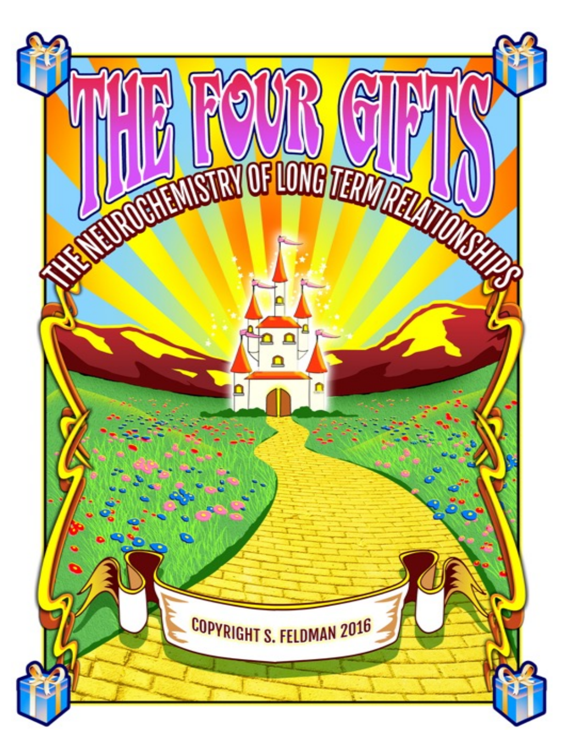# THE FOUR GIFTS

## THE NEUROCHEMISTRY OF LONG TERM RELATIONSHIPS

COPYRIGHT S. FELDMAN 2016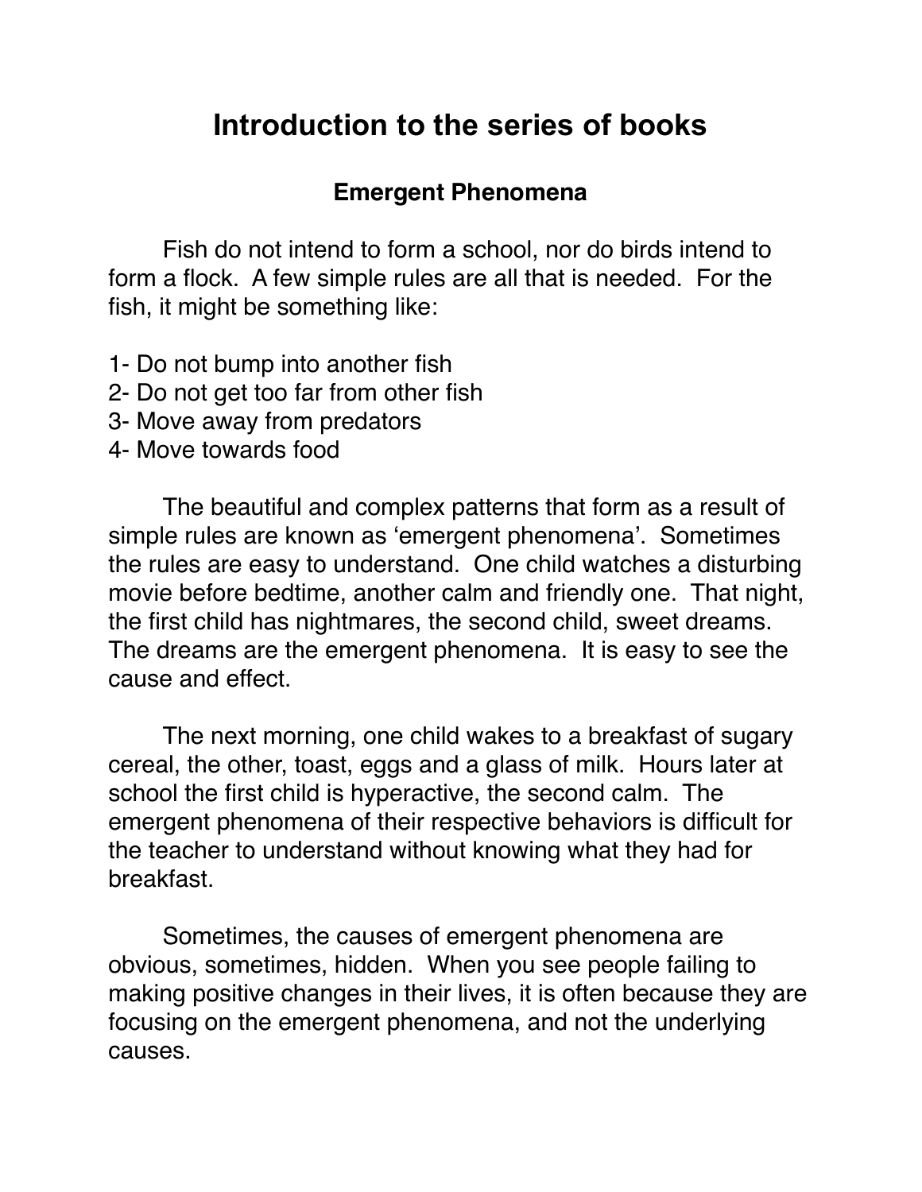# Introduction to the series of books

## Emergent Phenomena

Fish do not intend to form a school, nor do birds intend to form a flock. A few simple rules are all that is needed. For the fish, it might be something like:

1- Do not bump into another fish
2- Do not get too far from other fish
3- Move away from predators
4- Move towards food

The beautiful and complex patterns that form as a result of simple rules are known as 'emergent phenomena'. Sometimes the rules are easy to understand. One child watches a disturbing movie before bedtime, another calm and friendly one. That night, the first child has nightmares, the second child, sweet dreams. The dreams are the emergent phenomena. It is easy to see the cause and effect.

The next morning, one child wakes to a breakfast of sugary cereal, the other, toast, eggs and a glass of milk. Hours later at school the first child is hyperactive, the second calm. The emergent phenomena of their respective behaviors is difficult for the teacher to understand without knowing what they had for breakfast.

Sometimes, the causes of emergent phenomena are obvious, sometimes, hidden. When you see people failing to making positive changes in their lives, it is often because they are focusing on the emergent phenomena, and not the underlying causes.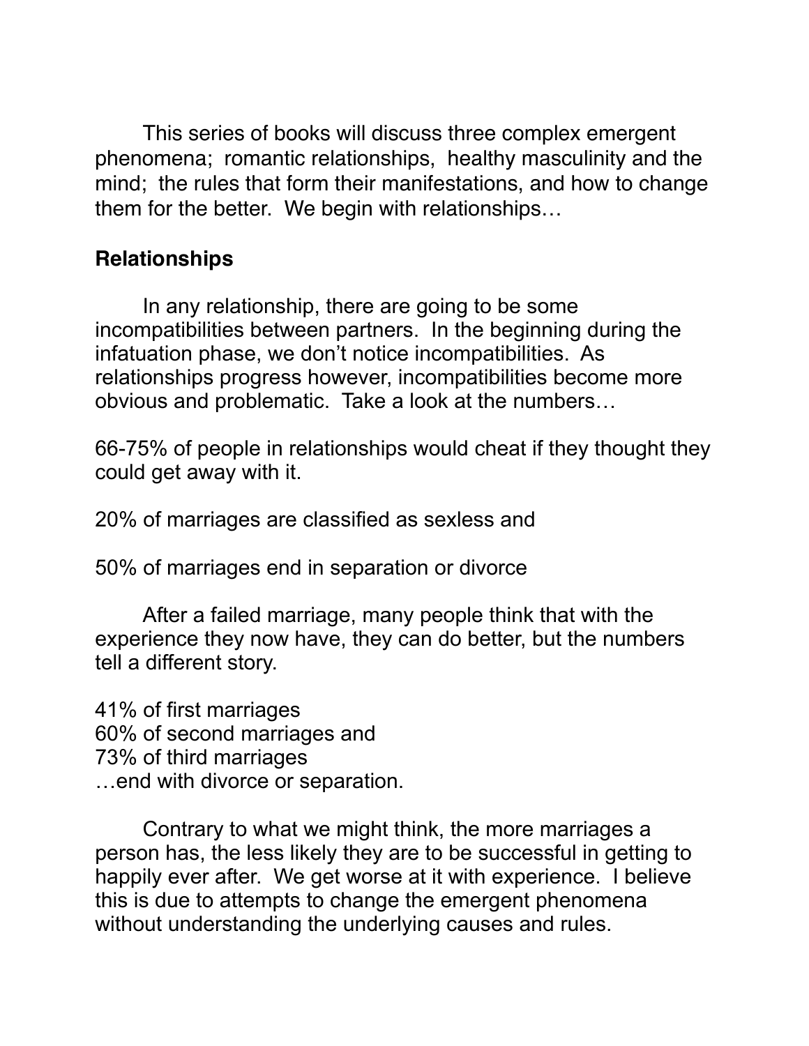This series of books will discuss three complex emergent phenomena;  romantic relationships,  healthy masculinity and the mind;  the rules that form their manifestations, and how to change them for the better.  We begin with relationships…

**Relationships**

In any relationship, there are going to be some incompatibilities between partners.  In the beginning during the infatuation phase, we don't notice incompatibilities.  As relationships progress however, incompatibilities become more obvious and problematic.  Take a look at the numbers…

66-75% of people in relationships would cheat if they thought they could get away with it.

20% of marriages are classified as sexless and

50% of marriages end in separation or divorce

After a failed marriage, many people think that with the experience they now have, they can do better, but the numbers tell a different story.

41% of first marriages  
60% of second marriages and  
73% of third marriages  
…end with divorce or separation.

Contrary to what we might think, the more marriages a person has, the less likely they are to be successful in getting to happily ever after.  We get worse at it with experience.  I believe this is due to attempts to change the emergent phenomena without understanding the underlying causes and rules.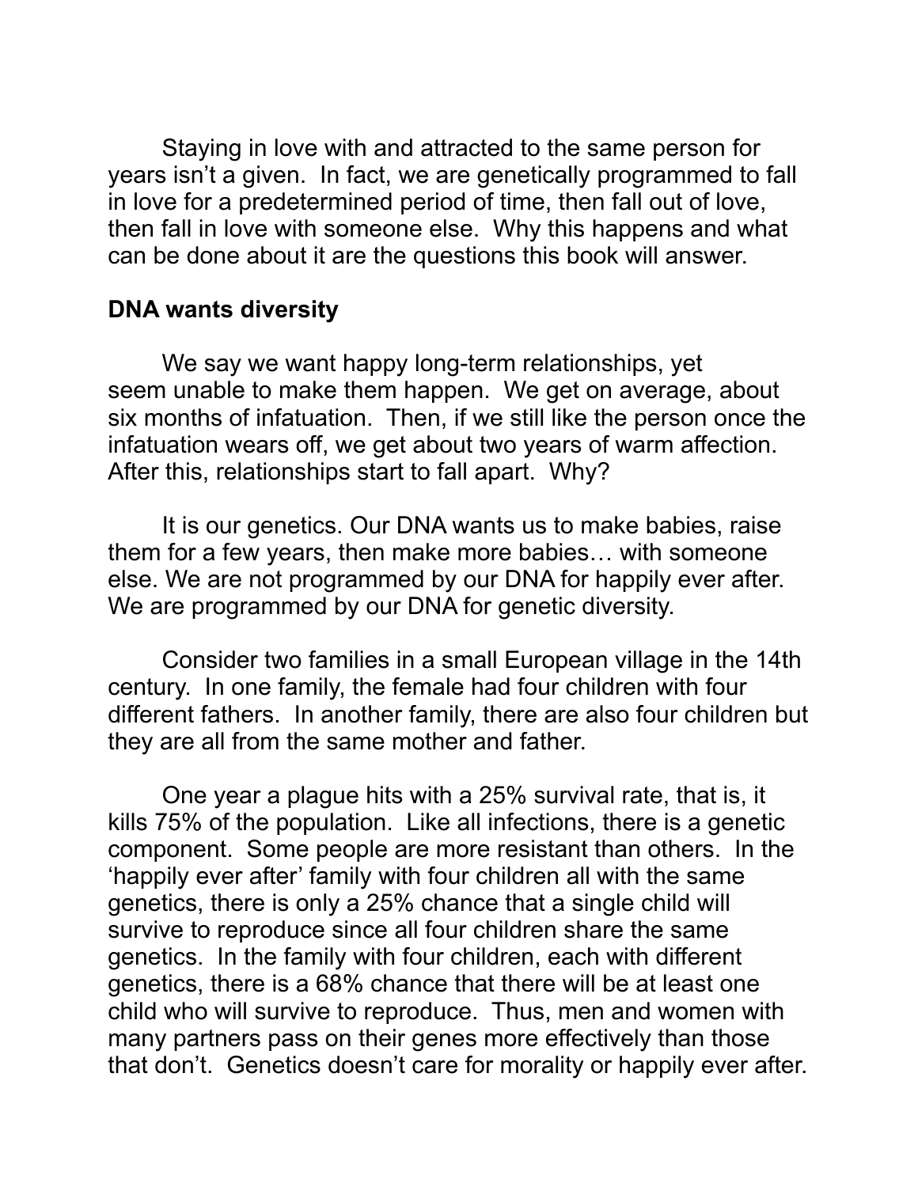Staying in love with and attracted to the same person for years isn't a given. In fact, we are genetically programmed to fall in love for a predetermined period of time, then fall out of love, then fall in love with someone else. Why this happens and what can be done about it are the questions this book will answer.

**DNA wants diversity**

We say we want happy long-term relationships, yet seem unable to make them happen. We get on average, about six months of infatuation. Then, if we still like the person once the infatuation wears off, we get about two years of warm affection. After this, relationships start to fall apart. Why?

It is our genetics. Our DNA wants us to make babies, raise them for a few years, then make more babies… with someone else. We are not programmed by our DNA for happily ever after. We are programmed by our DNA for genetic diversity.

Consider two families in a small European village in the 14th century. In one family, the female had four children with four different fathers. In another family, there are also four children but they are all from the same mother and father.

One year a plague hits with a 25% survival rate, that is, it kills 75% of the population. Like all infections, there is a genetic component. Some people are more resistant than others. In the 'happily ever after' family with four children all with the same genetics, there is only a 25% chance that a single child will survive to reproduce since all four children share the same genetics. In the family with four children, each with different genetics, there is a 68% chance that there will be at least one child who will survive to reproduce. Thus, men and women with many partners pass on their genes more effectively than those that don't. Genetics doesn't care for morality or happily ever after.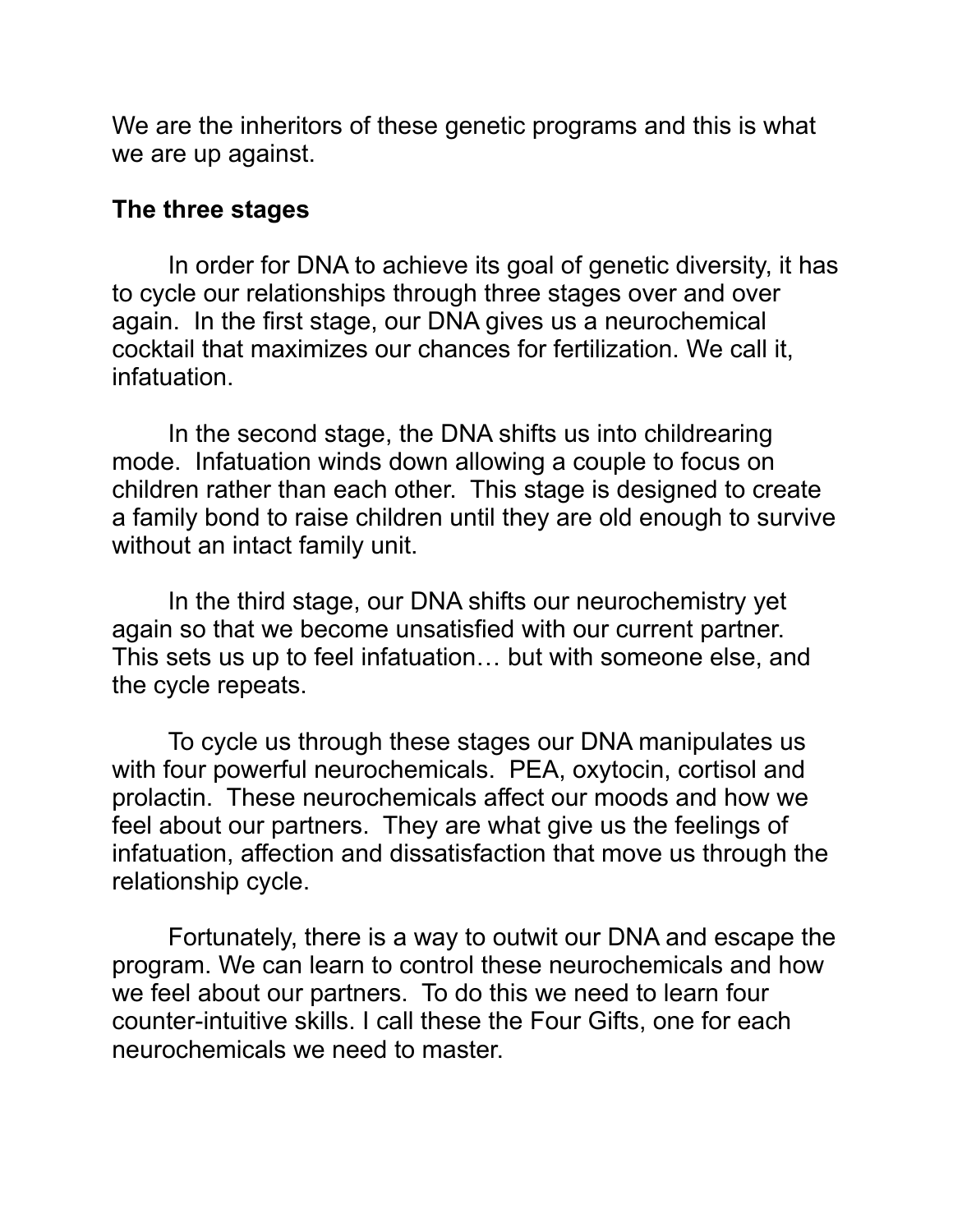We are the inheritors of these genetic programs and this is what we are up against.

**The three stages**

In order for DNA to achieve its goal of genetic diversity, it has to cycle our relationships through three stages over and over again. In the first stage, our DNA gives us a neurochemical cocktail that maximizes our chances for fertilization. We call it, infatuation.

In the second stage, the DNA shifts us into childrearing mode. Infatuation winds down allowing a couple to focus on children rather than each other. This stage is designed to create a family bond to raise children until they are old enough to survive without an intact family unit.

In the third stage, our DNA shifts our neurochemistry yet again so that we become unsatisfied with our current partner. This sets us up to feel infatuation… but with someone else, and the cycle repeats.

To cycle us through these stages our DNA manipulates us with four powerful neurochemicals. PEA, oxytocin, cortisol and prolactin. These neurochemicals affect our moods and how we feel about our partners. They are what give us the feelings of infatuation, affection and dissatisfaction that move us through the relationship cycle.

Fortunately, there is a way to outwit our DNA and escape the program. We can learn to control these neurochemicals and how we feel about our partners. To do this we need to learn four counter-intuitive skills. I call these the Four Gifts, one for each neurochemicals we need to master.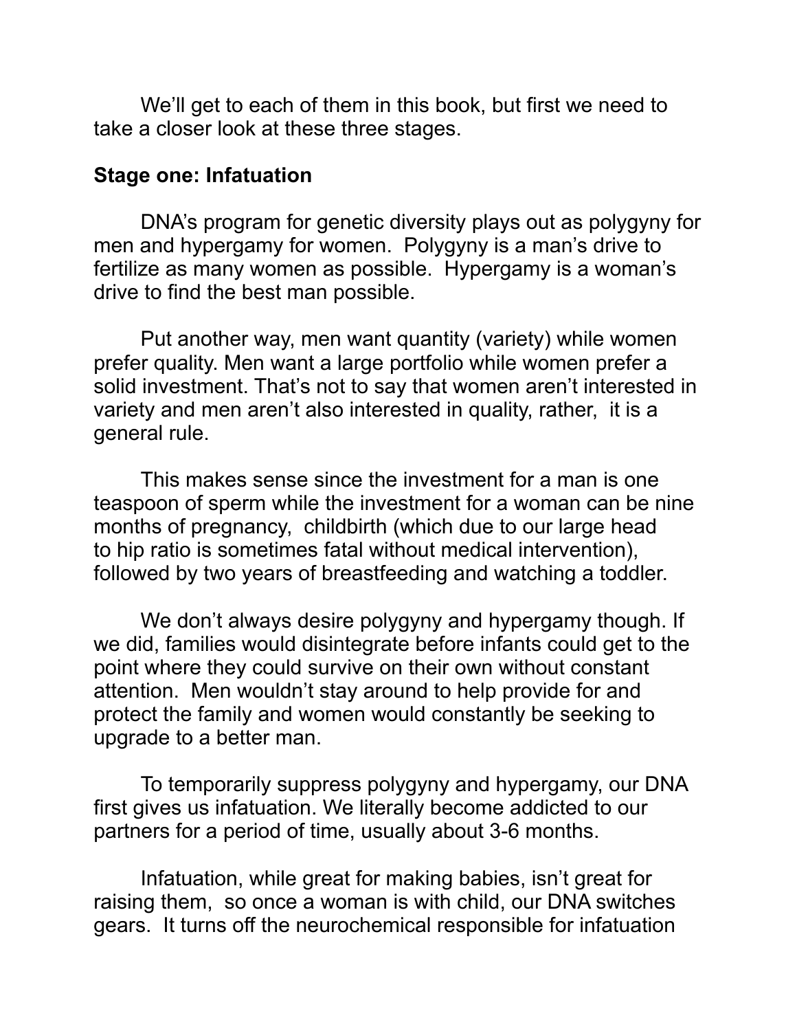We'll get to each of them in this book, but first we need to take a closer look at these three stages.

**Stage one: Infatuation**

DNA's program for genetic diversity plays out as polygyny for men and hypergamy for women. Polygyny is a man's drive to fertilize as many women as possible. Hypergamy is a woman's drive to find the best man possible.

Put another way, men want quantity (variety) while women prefer quality. Men want a large portfolio while women prefer a solid investment. That's not to say that women aren't interested in variety and men aren't also interested in quality, rather, it is a general rule.

This makes sense since the investment for a man is one teaspoon of sperm while the investment for a woman can be nine months of pregnancy, childbirth (which due to our large head to hip ratio is sometimes fatal without medical intervention), followed by two years of breastfeeding and watching a toddler.

We don't always desire polygyny and hypergamy though. If we did, families would disintegrate before infants could get to the point where they could survive on their own without constant attention. Men wouldn't stay around to help provide for and protect the family and women would constantly be seeking to upgrade to a better man.

To temporarily suppress polygyny and hypergamy, our DNA first gives us infatuation. We literally become addicted to our partners for a period of time, usually about 3-6 months.

Infatuation, while great for making babies, isn't great for raising them, so once a woman is with child, our DNA switches gears. It turns off the neurochemical responsible for infatuation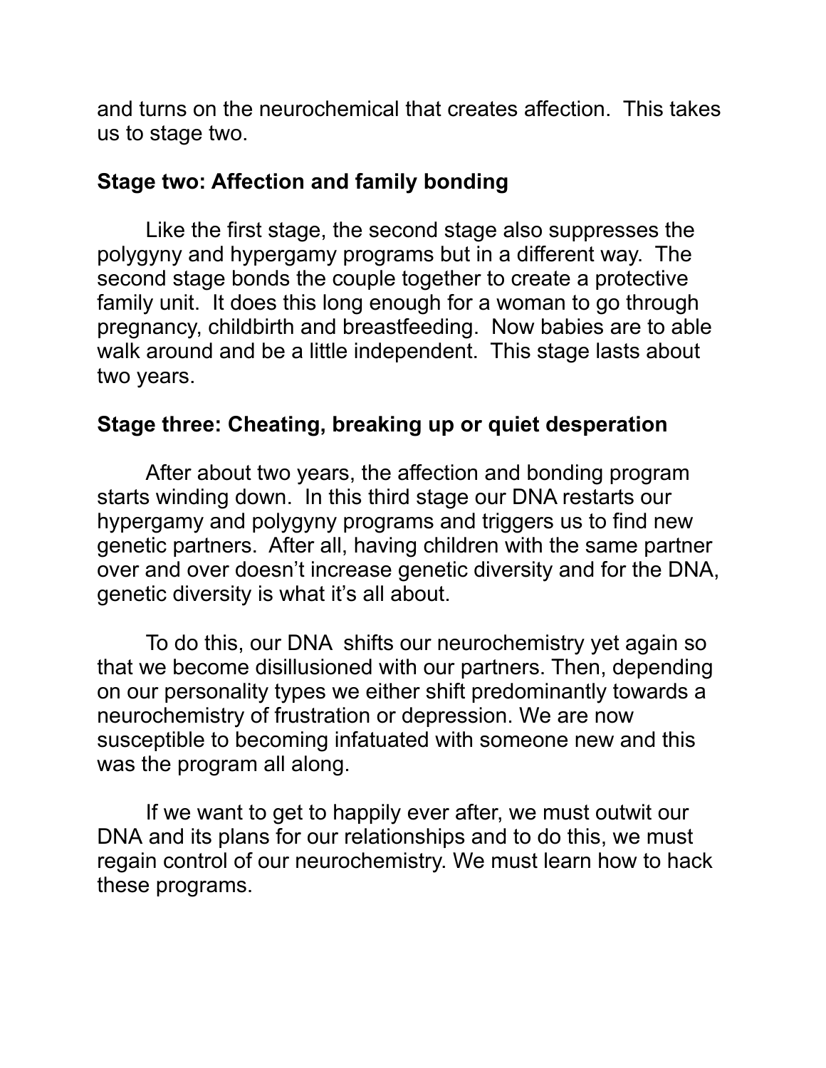and turns on the neurochemical that creates affection. This takes us to stage two.

**Stage two: Affection and family bonding**

Like the first stage, the second stage also suppresses the polygyny and hypergamy programs but in a different way. The second stage bonds the couple together to create a protective family unit. It does this long enough for a woman to go through pregnancy, childbirth and breastfeeding. Now babies are to able walk around and be a little independent. This stage lasts about two years.

**Stage three: Cheating, breaking up or quiet desperation**

After about two years, the affection and bonding program starts winding down. In this third stage our DNA restarts our hypergamy and polygyny programs and triggers us to find new genetic partners. After all, having children with the same partner over and over doesn't increase genetic diversity and for the DNA, genetic diversity is what it's all about.

To do this, our DNA shifts our neurochemistry yet again so that we become disillusioned with our partners. Then, depending on our personality types we either shift predominantly towards a neurochemistry of frustration or depression. We are now susceptible to becoming infatuated with someone new and this was the program all along.

If we want to get to happily ever after, we must outwit our DNA and its plans for our relationships and to do this, we must regain control of our neurochemistry. We must learn how to hack these programs.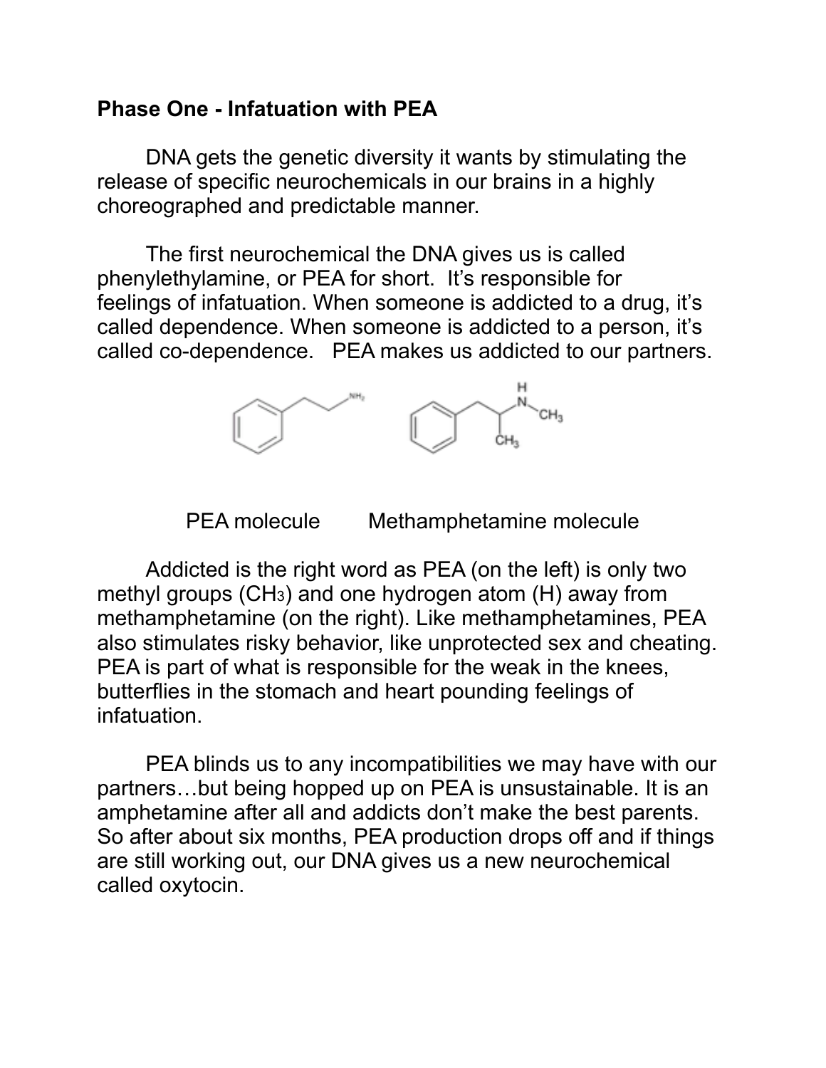**Phase One - Infatuation with PEA**

DNA gets the genetic diversity it wants by stimulating the release of specific neurochemicals in our brains in a highly choreographed and predictable manner.

The first neurochemical the DNA gives us is called phenylethylamine, or PEA for short. It's responsible for feelings of infatuation. When someone is addicted to a drug, it's called dependence. When someone is addicted to a person, it's called co-dependence. PEA makes us addicted to our partners.

PEA molecule  Methamphetamine molecule

Addicted is the right word as PEA (on the left) is only two methyl groups ($CH_3$) and one hydrogen atom (H) away from methamphetamine (on the right). Like methamphetamines, PEA also stimulates risky behavior, like unprotected sex and cheating. PEA is part of what is responsible for the weak in the knees, butterflies in the stomach and heart pounding feelings of infatuation.

PEA blinds us to any incompatibilities we may have with our partners…but being hopped up on PEA is unsustainable. It is an amphetamine after all and addicts don't make the best parents. So after about six months, PEA production drops off and if things are still working out, our DNA gives us a new neurochemical called oxytocin.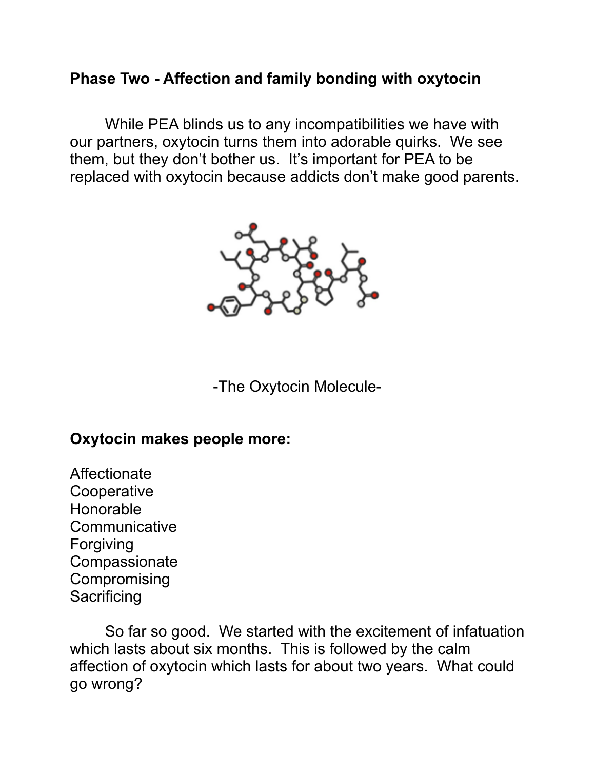### Phase Two - Affection and family bonding with oxytocin

While PEA blinds us to any incompatibilities we have with our partners, oxytocin turns them into adorable quirks. We see them, but they don't bother us. It's important for PEA to be replaced with oxytocin because addicts don't make good parents.

-The Oxytocin Molecule-

**Oxytocin makes people more:**

Affectionate
Cooperative
Honorable
Communicative
Forgiving
Compassionate
Compromising
Sacrificing

So far so good. We started with the excitement of infatuation which lasts about six months. This is followed by the calm affection of oxytocin which lasts for about two years. What could go wrong?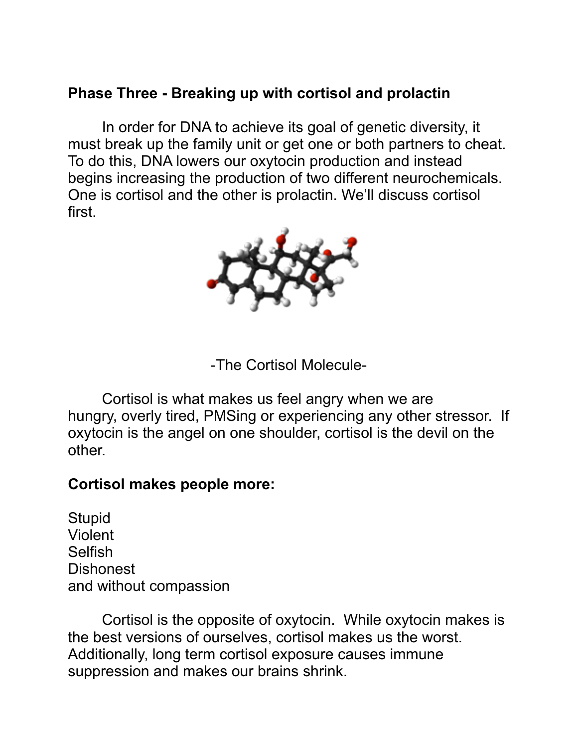**Phase Three - Breaking up with cortisol and prolactin**

In order for DNA to achieve its goal of genetic diversity, it must break up the family unit or get one or both partners to cheat. To do this, DNA lowers our oxytocin production and instead begins increasing the production of two different neurochemicals. One is cortisol and the other is prolactin. We'll discuss cortisol first.

-The Cortisol Molecule-

Cortisol is what makes us feel angry when we are hungry, overly tired, PMSing or experiencing any other stressor. If oxytocin is the angel on one shoulder, cortisol is the devil on the other.

**Cortisol makes people more:**

Stupid
Violent
Selfish
Dishonest
and without compassion

Cortisol is the opposite of oxytocin. While oxytocin makes is the best versions of ourselves, cortisol makes us the worst. Additionally, long term cortisol exposure causes immune suppression and makes our brains shrink.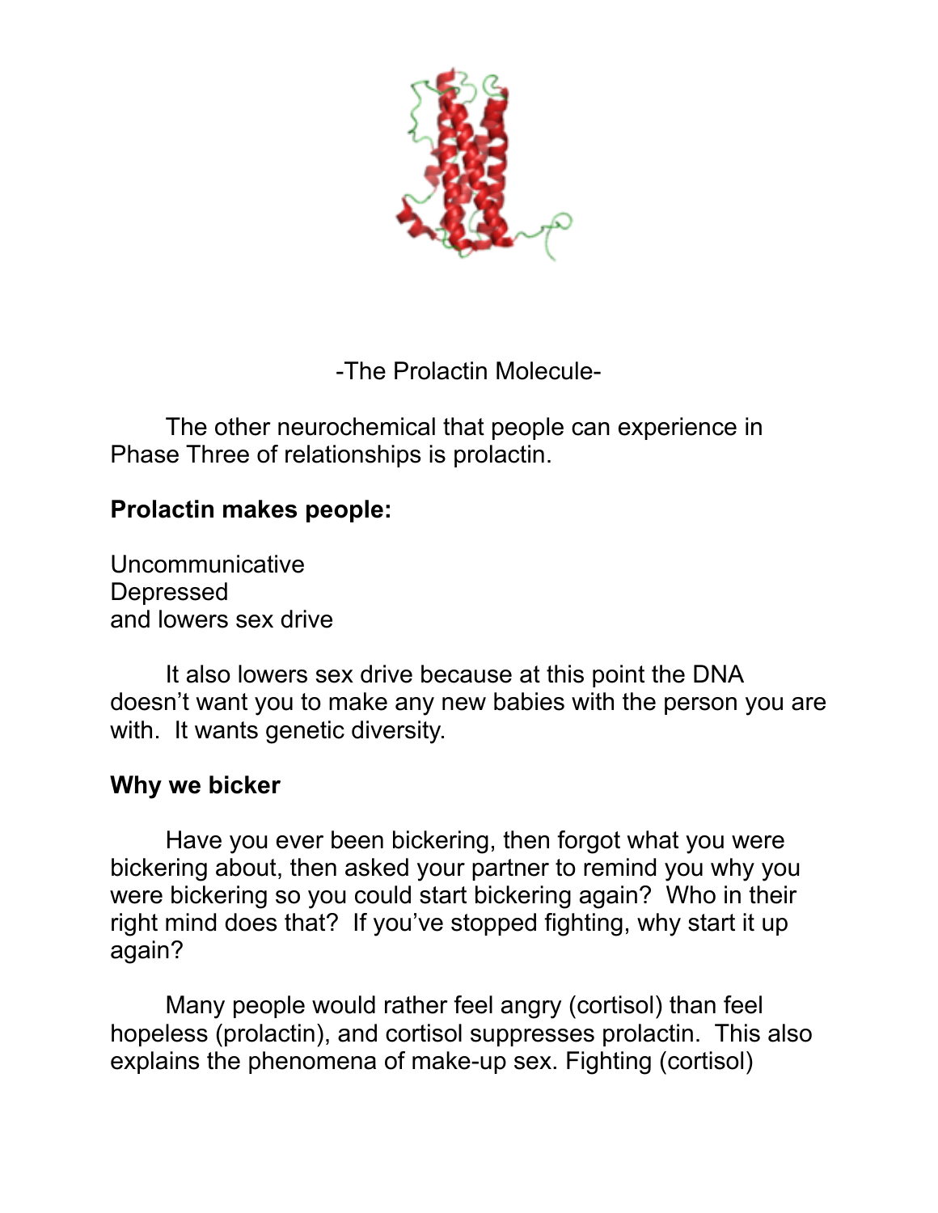-The Prolactin Molecule-

The other neurochemical that people can experience in Phase Three of relationships is prolactin.

**Prolactin makes people:**

Uncommunicative
Depressed
and lowers sex drive

It also lowers sex drive because at this point the DNA doesn't want you to make any new babies with the person you are with. It wants genetic diversity.

**Why we bicker**

Have you ever been bickering, then forgot what you were bickering about, then asked your partner to remind you why you were bickering so you could start bickering again? Who in their right mind does that? If you've stopped fighting, why start it up again?

Many people would rather feel angry (cortisol) than feel hopeless (prolactin), and cortisol suppresses prolactin. This also explains the phenomena of make-up sex. Fighting (cortisol)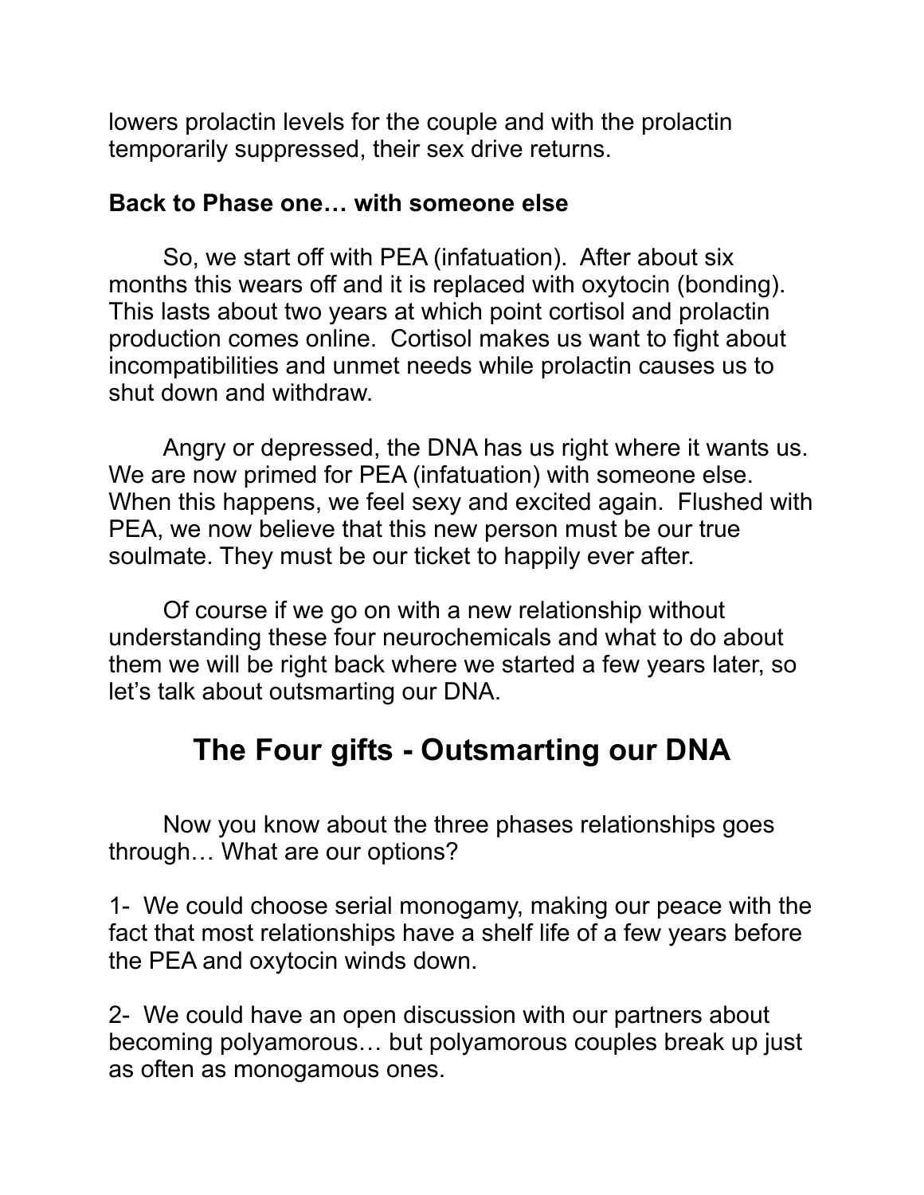lowers prolactin levels for the couple and with the prolactin temporarily suppressed, their sex drive returns.

**Back to Phase one… with someone else**

So, we start off with PEA (infatuation). After about six months this wears off and it is replaced with oxytocin (bonding). This lasts about two years at which point cortisol and prolactin production comes online. Cortisol makes us want to fight about incompatibilities and unmet needs while prolactin causes us to shut down and withdraw.

Angry or depressed, the DNA has us right where it wants us. We are now primed for PEA (infatuation) with someone else. When this happens, we feel sexy and excited again. Flushed with PEA, we now believe that this new person must be our true soulmate. They must be our ticket to happily ever after.

Of course if we go on with a new relationship without understanding these four neurochemicals and what to do about them we will be right back where we started a few years later, so let's talk about outsmarting our DNA.

## The Four gifts - Outsmarting our DNA

Now you know about the three phases relationships goes through… What are our options?

1- We could choose serial monogamy, making our peace with the fact that most relationships have a shelf life of a few years before the PEA and oxytocin winds down.

2- We could have an open discussion with our partners about becoming polyamorous… but polyamorous couples break up just as often as monogamous ones.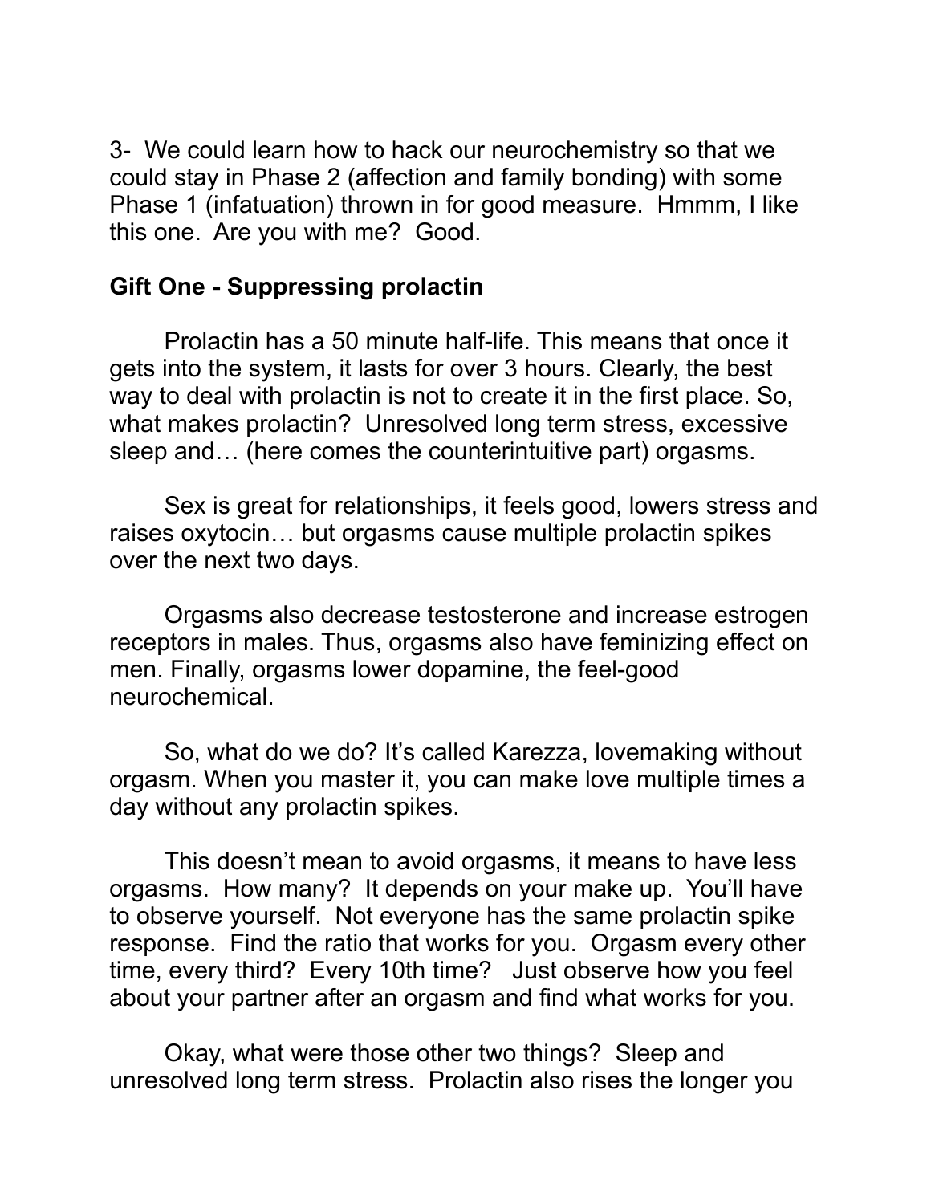3- We could learn how to hack our neurochemistry so that we could stay in Phase 2 (affection and family bonding) with some Phase 1 (infatuation) thrown in for good measure. Hmmm, I like this one. Are you with me? Good.

**Gift One - Suppressing prolactin**

Prolactin has a 50 minute half-life. This means that once it gets into the system, it lasts for over 3 hours. Clearly, the best way to deal with prolactin is not to create it in the first place. So, what makes prolactin? Unresolved long term stress, excessive sleep and… (here comes the counterintuitive part) orgasms.

Sex is great for relationships, it feels good, lowers stress and raises oxytocin… but orgasms cause multiple prolactin spikes over the next two days.

Orgasms also decrease testosterone and increase estrogen receptors in males. Thus, orgasms also have feminizing effect on men. Finally, orgasms lower dopamine, the feel-good neurochemical.

So, what do we do? It's called Karezza, lovemaking without orgasm. When you master it, you can make love multiple times a day without any prolactin spikes.

This doesn't mean to avoid orgasms, it means to have less orgasms. How many? It depends on your make up. You'll have to observe yourself. Not everyone has the same prolactin spike response. Find the ratio that works for you. Orgasm every other time, every third? Every 10th time? Just observe how you feel about your partner after an orgasm and find what works for you.

Okay, what were those other two things? Sleep and unresolved long term stress. Prolactin also rises the longer you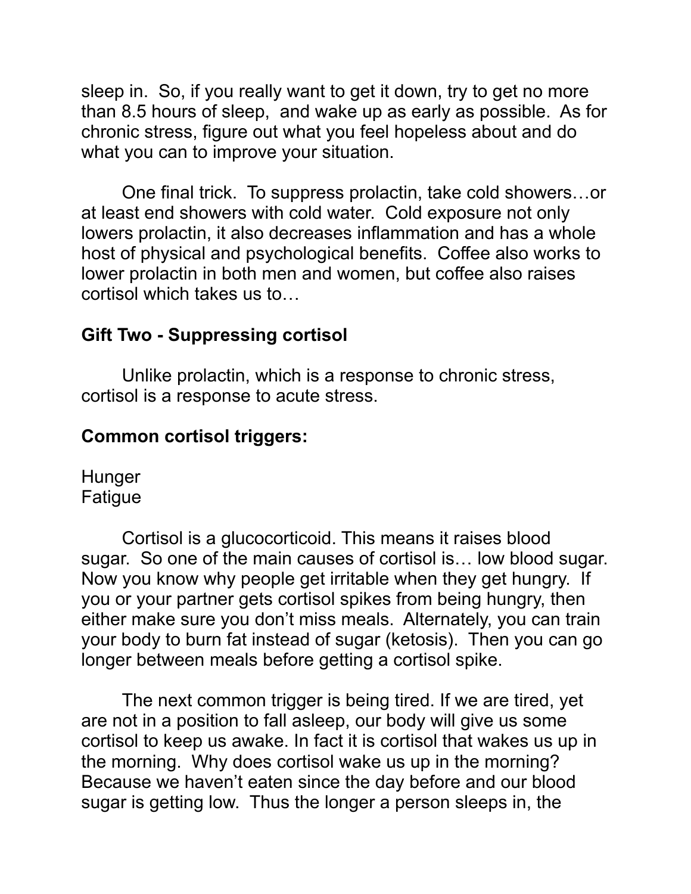sleep in. So, if you really want to get it down, try to get no more than 8.5 hours of sleep, and wake up as early as possible. As for chronic stress, figure out what you feel hopeless about and do what you can to improve your situation.

One final trick. To suppress prolactin, take cold showers…or at least end showers with cold water. Cold exposure not only lowers prolactin, it also decreases inflammation and has a whole host of physical and psychological benefits. Coffee also works to lower prolactin in both men and women, but coffee also raises cortisol which takes us to…

**Gift Two - Suppressing cortisol**

Unlike prolactin, which is a response to chronic stress, cortisol is a response to acute stress.

**Common cortisol triggers:**

Hunger
Fatigue

Cortisol is a glucocorticoid. This means it raises blood sugar. So one of the main causes of cortisol is… low blood sugar. Now you know why people get irritable when they get hungry. If you or your partner gets cortisol spikes from being hungry, then either make sure you don't miss meals. Alternately, you can train your body to burn fat instead of sugar (ketosis). Then you can go longer between meals before getting a cortisol spike.

The next common trigger is being tired. If we are tired, yet are not in a position to fall asleep, our body will give us some cortisol to keep us awake. In fact it is cortisol that wakes us up in the morning. Why does cortisol wake us up in the morning? Because we haven't eaten since the day before and our blood sugar is getting low. Thus the longer a person sleeps in, the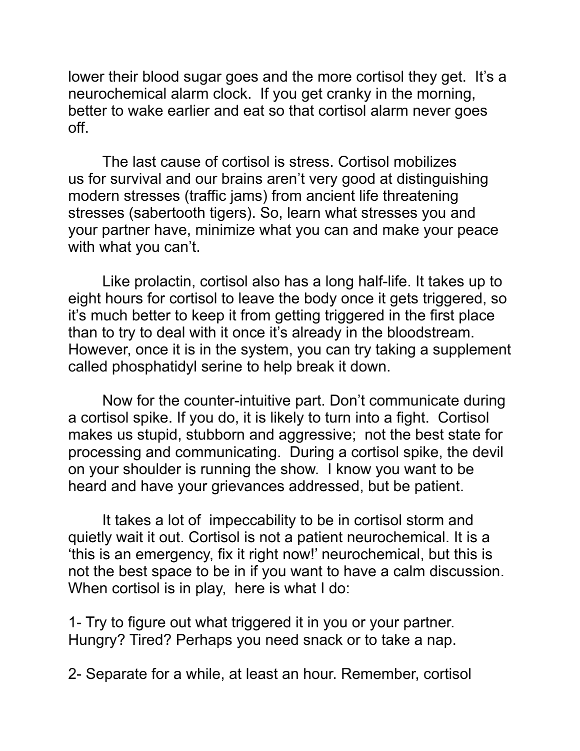lower their blood sugar goes and the more cortisol they get. It's a neurochemical alarm clock. If you get cranky in the morning, better to wake earlier and eat so that cortisol alarm never goes off.

The last cause of cortisol is stress. Cortisol mobilizes us for survival and our brains aren't very good at distinguishing modern stresses (traffic jams) from ancient life threatening stresses (sabertooth tigers). So, learn what stresses you and your partner have, minimize what you can and make your peace with what you can't.

Like prolactin, cortisol also has a long half-life. It takes up to eight hours for cortisol to leave the body once it gets triggered, so it's much better to keep it from getting triggered in the first place than to try to deal with it once it's already in the bloodstream. However, once it is in the system, you can try taking a supplement called phosphatidyl serine to help break it down.

Now for the counter-intuitive part. Don't communicate during a cortisol spike. If you do, it is likely to turn into a fight. Cortisol makes us stupid, stubborn and aggressive; not the best state for processing and communicating. During a cortisol spike, the devil on your shoulder is running the show. I know you want to be heard and have your grievances addressed, but be patient.

It takes a lot of impeccability to be in cortisol storm and quietly wait it out. Cortisol is not a patient neurochemical. It is a 'this is an emergency, fix it right now!' neurochemical, but this is not the best space to be in if you want to have a calm discussion. When cortisol is in play, here is what I do:

1- Try to figure out what triggered it in you or your partner. Hungry? Tired? Perhaps you need snack or to take a nap.

2- Separate for a while, at least an hour. Remember, cortisol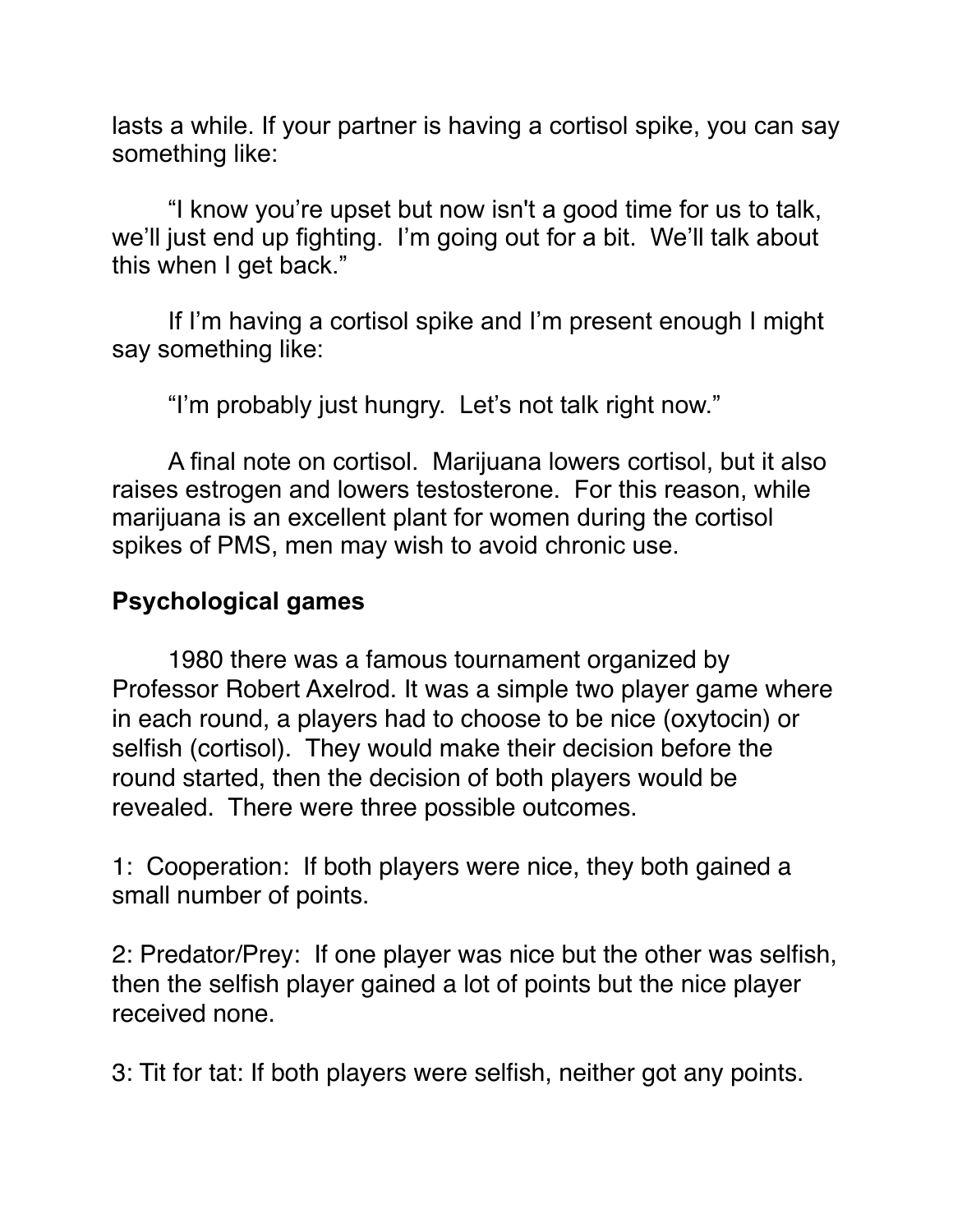lasts a while. If your partner is having a cortisol spike, you can say something like:

"I know you're upset but now isn't a good time for us to talk, we'll just end up fighting. I'm going out for a bit. We'll talk about this when I get back."

If I'm having a cortisol spike and I'm present enough I might say something like:

"I'm probably just hungry. Let's not talk right now."

A final note on cortisol. Marijuana lowers cortisol, but it also raises estrogen and lowers testosterone. For this reason, while marijuana is an excellent plant for women during the cortisol spikes of PMS, men may wish to avoid chronic use.

**Psychological games**

1980 there was a famous tournament organized by Professor Robert Axelrod. It was a simple two player game where in each round, a players had to choose to be nice (oxytocin) or selfish (cortisol). They would make their decision before the round started, then the decision of both players would be revealed. There were three possible outcomes.

1: Cooperation: If both players were nice, they both gained a small number of points.

2: Predator/Prey: If one player was nice but the other was selfish, then the selfish player gained a lot of points but the nice player received none.

3: Tit for tat: If both players were selfish, neither got any points.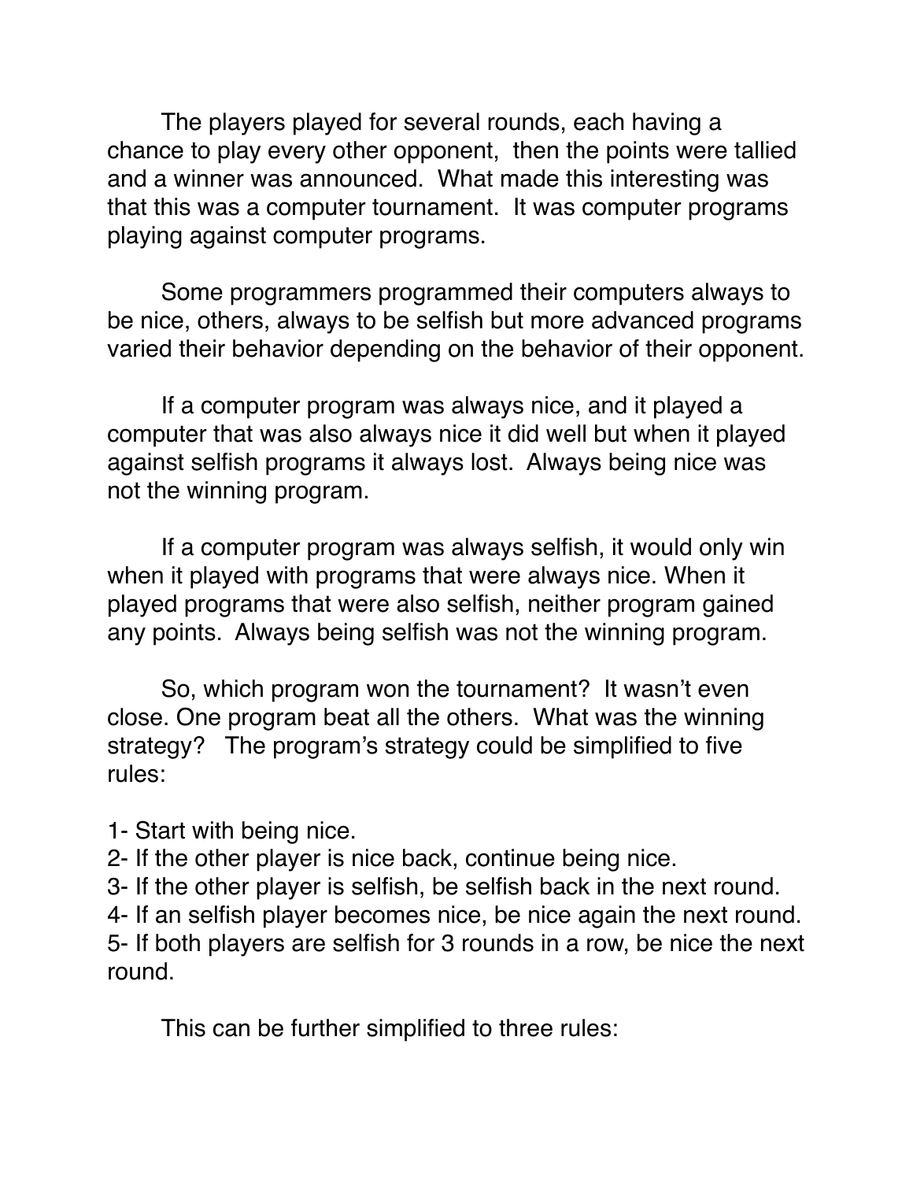The players played for several rounds, each having a chance to play every other opponent,  then the points were tallied and a winner was announced.  What made this interesting was that this was a computer tournament.  It was computer programs playing against computer programs.

Some programmers programmed their computers always to be nice, others, always to be selfish but more advanced programs varied their behavior depending on the behavior of their opponent.

If a computer program was always nice, and it played a computer that was also always nice it did well but when it played against selfish programs it always lost.  Always being nice was not the winning program.

If a computer program was always selfish, it would only win when it played with programs that were always nice. When it played programs that were also selfish, neither program gained any points.  Always being selfish was not the winning program.

So, which program won the tournament?  It wasn't even close. One program beat all the others.  What was the winning strategy?   The program's strategy could be simplified to five rules:

1- Start with being nice.
2- If the other player is nice back, continue being nice.
3- If the other player is selfish, be selfish back in the next round.
4- If an selfish player becomes nice, be nice again the next round.
5- If both players are selfish for 3 rounds in a row, be nice the next round.

This can be further simplified to three rules: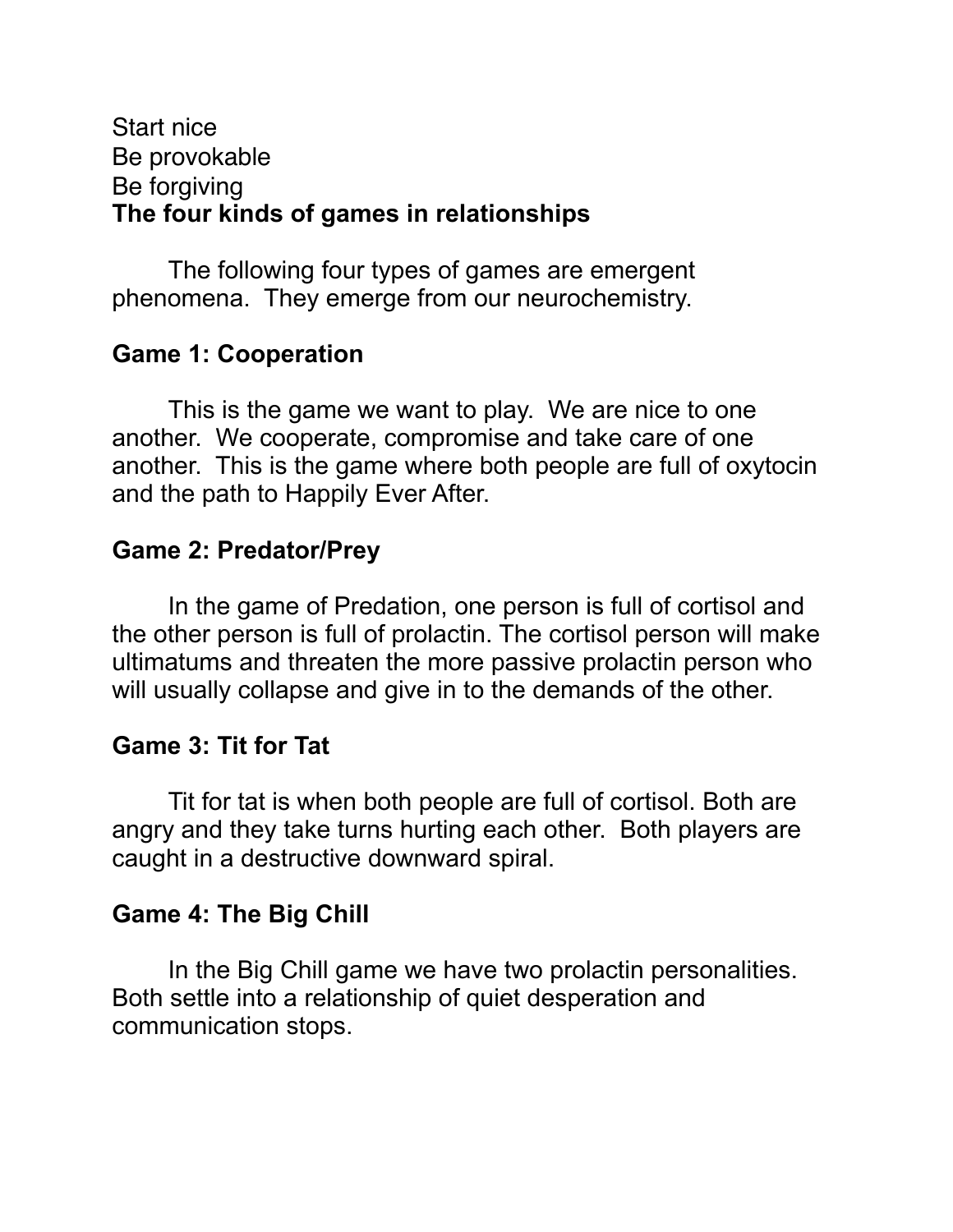Start nice
Be provokable
Be forgiving

**The four kinds of games in relationships**

The following four types of games are emergent phenomena. They emerge from our neurochemistry.

**Game 1: Cooperation**

This is the game we want to play. We are nice to one another. We cooperate, compromise and take care of one another. This is the game where both people are full of oxytocin and the path to Happily Ever After.

**Game 2: Predator/Prey**

In the game of Predation, one person is full of cortisol and the other person is full of prolactin. The cortisol person will make ultimatums and threaten the more passive prolactin person who will usually collapse and give in to the demands of the other.

**Game 3: Tit for Tat**

Tit for tat is when both people are full of cortisol. Both are angry and they take turns hurting each other. Both players are caught in a destructive downward spiral.

**Game 4: The Big Chill**

In the Big Chill game we have two prolactin personalities. Both settle into a relationship of quiet desperation and communication stops.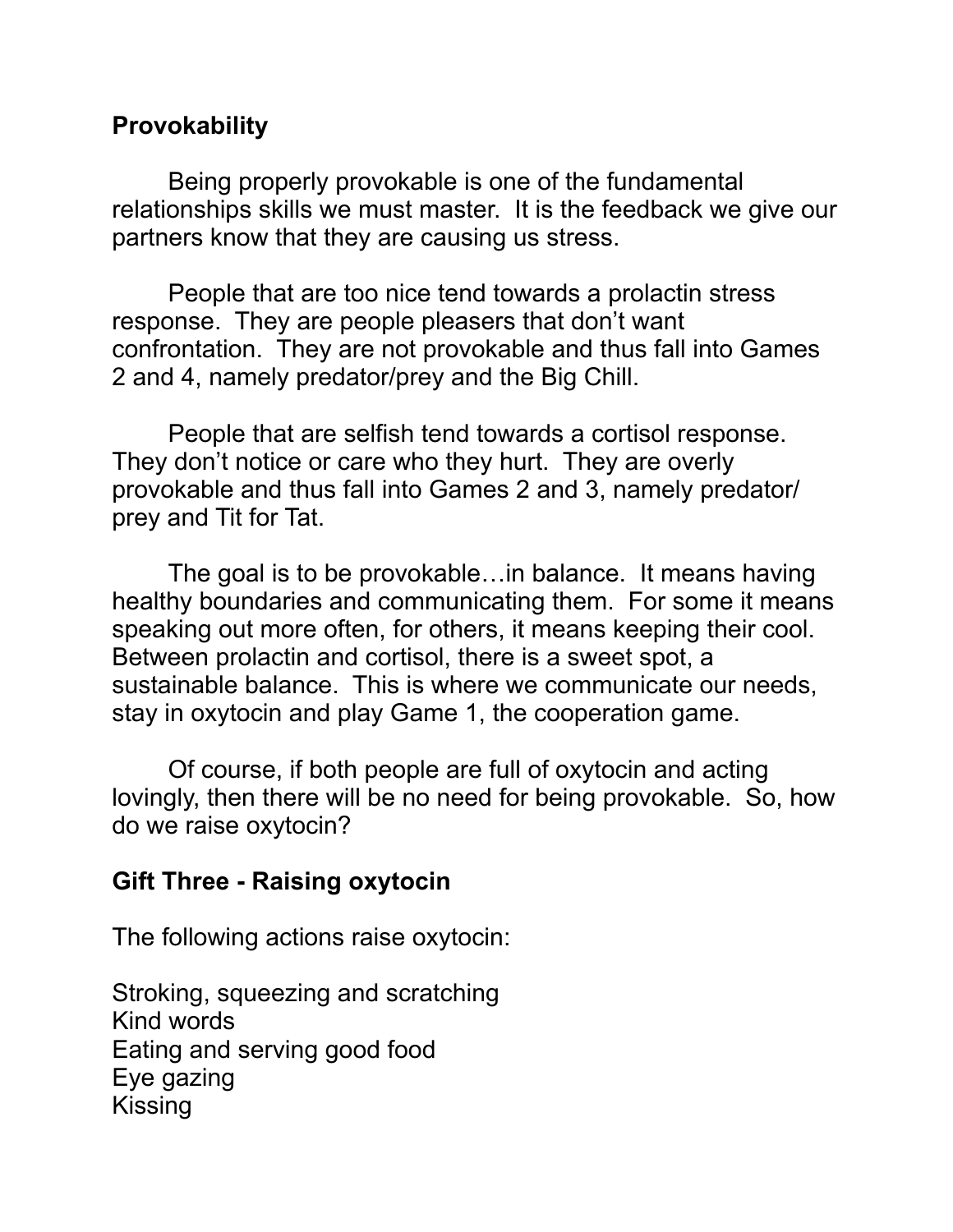**Provokability**

Being properly provokable is one of the fundamental relationships skills we must master. It is the feedback we give our partners know that they are causing us stress.

People that are too nice tend towards a prolactin stress response. They are people pleasers that don't want confrontation. They are not provokable and thus fall into Games 2 and 4, namely predator/prey and the Big Chill.

People that are selfish tend towards a cortisol response. They don't notice or care who they hurt. They are overly provokable and thus fall into Games 2 and 3, namely predator/prey and Tit for Tat.

The goal is to be provokable…in balance. It means having healthy boundaries and communicating them. For some it means speaking out more often, for others, it means keeping their cool. Between prolactin and cortisol, there is a sweet spot, a sustainable balance. This is where we communicate our needs, stay in oxytocin and play Game 1, the cooperation game.

Of course, if both people are full of oxytocin and acting lovingly, then there will be no need for being provokable. So, how do we raise oxytocin?

**Gift Three - Raising oxytocin**

The following actions raise oxytocin:

Stroking, squeezing and scratching
Kind words
Eating and serving good food
Eye gazing
Kissing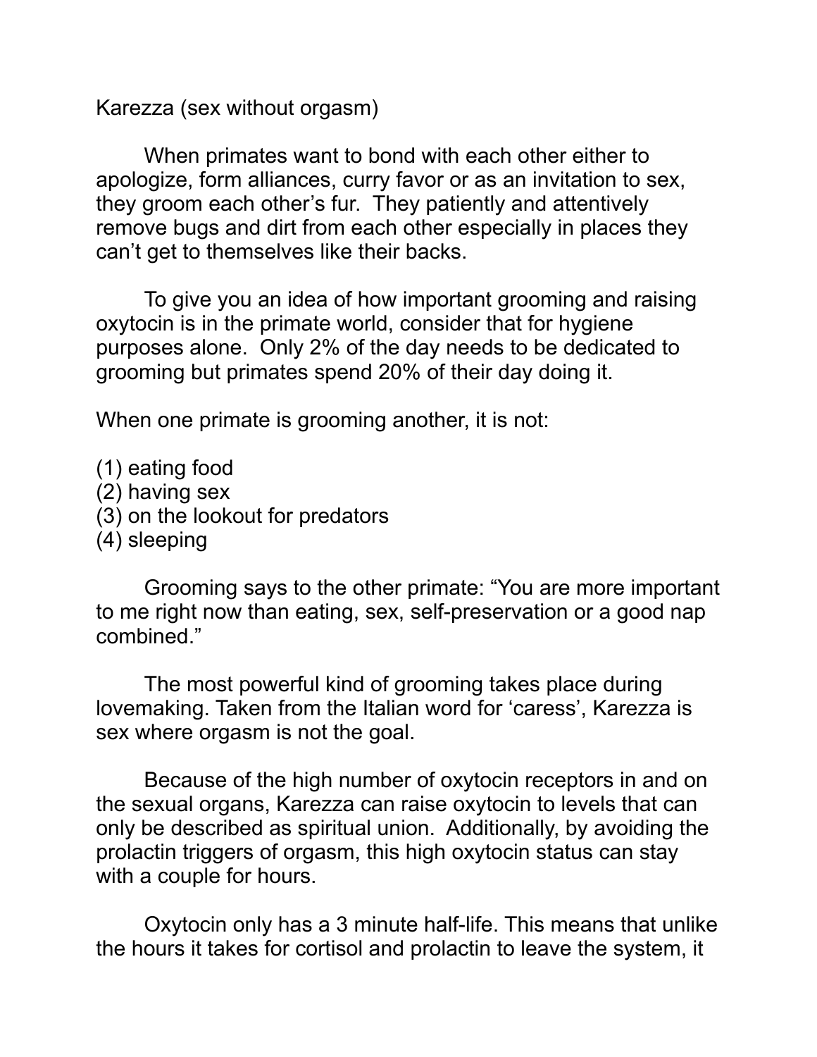Karezza (sex without orgasm)

When primates want to bond with each other either to apologize, form alliances, curry favor or as an invitation to sex, they groom each other's fur. They patiently and attentively remove bugs and dirt from each other especially in places they can't get to themselves like their backs.

To give you an idea of how important grooming and raising oxytocin is in the primate world, consider that for hygiene purposes alone. Only 2% of the day needs to be dedicated to grooming but primates spend 20% of their day doing it.

When one primate is grooming another, it is not:

(1) eating food
(2) having sex
(3) on the lookout for predators
(4) sleeping

Grooming says to the other primate: "You are more important to me right now than eating, sex, self-preservation or a good nap combined."

The most powerful kind of grooming takes place during lovemaking. Taken from the Italian word for 'caress', Karezza is sex where orgasm is not the goal.

Because of the high number of oxytocin receptors in and on the sexual organs, Karezza can raise oxytocin to levels that can only be described as spiritual union. Additionally, by avoiding the prolactin triggers of orgasm, this high oxytocin status can stay with a couple for hours.

Oxytocin only has a 3 minute half-life. This means that unlike the hours it takes for cortisol and prolactin to leave the system, it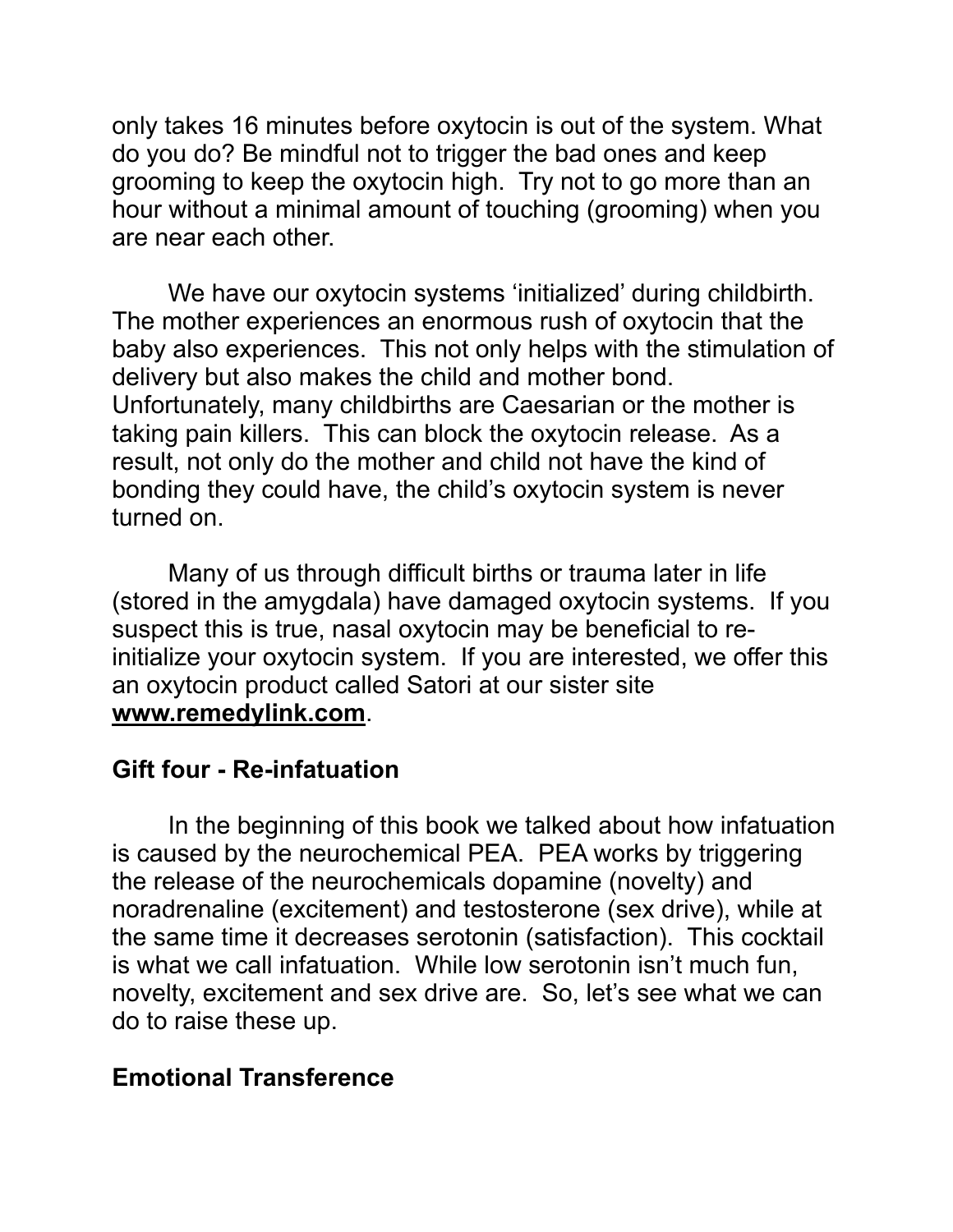only takes 16 minutes before oxytocin is out of the system. What do you do? Be mindful not to trigger the bad ones and keep grooming to keep the oxytocin high. Try not to go more than an hour without a minimal amount of touching (grooming) when you are near each other.

We have our oxytocin systems 'initialized' during childbirth. The mother experiences an enormous rush of oxytocin that the baby also experiences. This not only helps with the stimulation of delivery but also makes the child and mother bond. Unfortunately, many childbirths are Caesarian or the mother is taking pain killers. This can block the oxytocin release. As a result, not only do the mother and child not have the kind of bonding they could have, the child's oxytocin system is never turned on.

Many of us through difficult births or trauma later in life (stored in the amygdala) have damaged oxytocin systems. If you suspect this is true, nasal oxytocin may be beneficial to re-initialize your oxytocin system. If you are interested, we offer this an oxytocin product called Satori at our sister site **www.remedylink.com**.

## Gift four - Re-infatuation

In the beginning of this book we talked about how infatuation is caused by the neurochemical PEA. PEA works by triggering the release of the neurochemicals dopamine (novelty) and noradrenaline (excitement) and testosterone (sex drive), while at the same time it decreases serotonin (satisfaction). This cocktail is what we call infatuation. While low serotonin isn't much fun, novelty, excitement and sex drive are. So, let's see what we can do to raise these up.

## Emotional Transference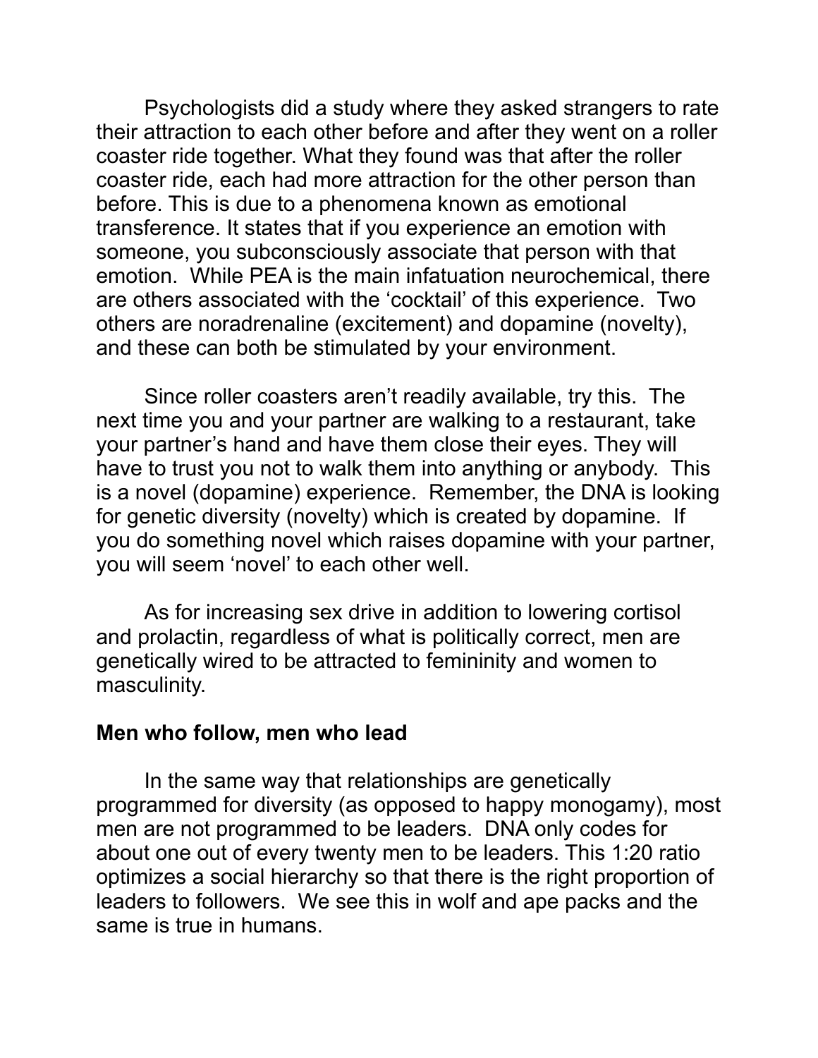Psychologists did a study where they asked strangers to rate their attraction to each other before and after they went on a roller coaster ride together. What they found was that after the roller coaster ride, each had more attraction for the other person than before. This is due to a phenomena known as emotional transference. It states that if you experience an emotion with someone, you subconsciously associate that person with that emotion. While PEA is the main infatuation neurochemical, there are others associated with the 'cocktail' of this experience. Two others are noradrenaline (excitement) and dopamine (novelty), and these can both be stimulated by your environment.

Since roller coasters aren't readily available, try this. The next time you and your partner are walking to a restaurant, take your partner's hand and have them close their eyes. They will have to trust you not to walk them into anything or anybody. This is a novel (dopamine) experience. Remember, the DNA is looking for genetic diversity (novelty) which is created by dopamine. If you do something novel which raises dopamine with your partner, you will seem 'novel' to each other well.

As for increasing sex drive in addition to lowering cortisol and prolactin, regardless of what is politically correct, men are genetically wired to be attracted to femininity and women to masculinity.

**Men who follow, men who lead**

In the same way that relationships are genetically programmed for diversity (as opposed to happy monogamy), most men are not programmed to be leaders. DNA only codes for about one out of every twenty men to be leaders. This 1:20 ratio optimizes a social hierarchy so that there is the right proportion of leaders to followers. We see this in wolf and ape packs and the same is true in humans.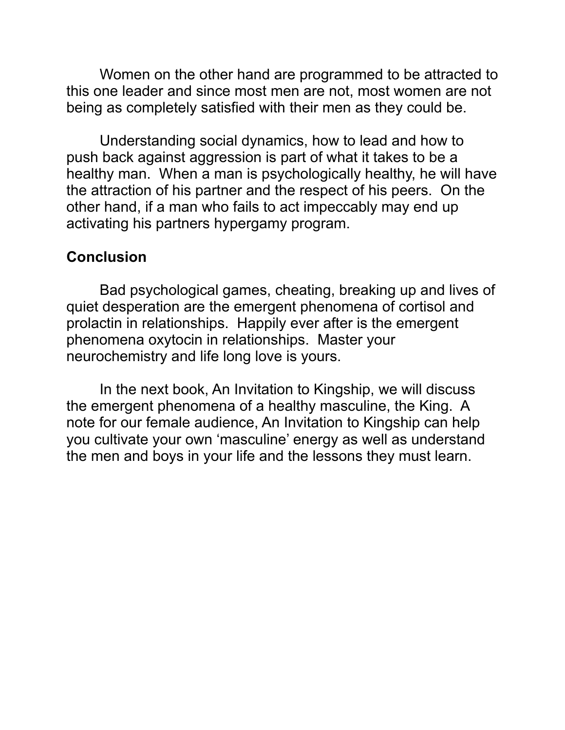Women on the other hand are programmed to be attracted to this one leader and since most men are not, most women are not being as completely satisfied with their men as they could be.

Understanding social dynamics, how to lead and how to push back against aggression is part of what it takes to be a healthy man. When a man is psychologically healthy, he will have the attraction of his partner and the respect of his peers. On the other hand, if a man who fails to act impeccably may end up activating his partners hypergamy program.

**Conclusion**

Bad psychological games, cheating, breaking up and lives of quiet desperation are the emergent phenomena of cortisol and prolactin in relationships. Happily ever after is the emergent phenomena oxytocin in relationships. Master your neurochemistry and life long love is yours.

In the next book, An Invitation to Kingship, we will discuss the emergent phenomena of a healthy masculine, the King. A note for our female audience, An Invitation to Kingship can help you cultivate your own ‘masculine’ energy as well as understand the men and boys in your life and the lessons they must learn.